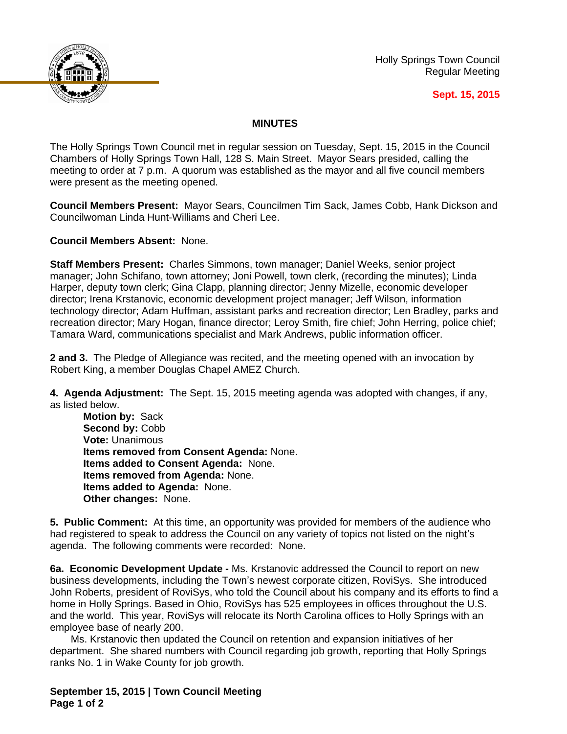Holly Springs Town Council
Regular Meeting

**Sept. 15, 2015**

## MINUTES

The Holly Springs Town Council met in regular session on Tuesday, Sept. 15, 2015 in the Council Chambers of Holly Springs Town Hall, 128 S. Main Street. Mayor Sears presided, calling the meeting to order at 7 p.m. A quorum was established as the mayor and all five council members were present as the meeting opened.

**Council Members Present:** Mayor Sears, Councilmen Tim Sack, James Cobb, Hank Dickson and Councilwoman Linda Hunt-Williams and Cheri Lee.

**Council Members Absent:** None.

**Staff Members Present:** Charles Simmons, town manager; Daniel Weeks, senior project manager; John Schifano, town attorney; Joni Powell, town clerk, (recording the minutes); Linda Harper, deputy town clerk; Gina Clapp, planning director; Jenny Mizelle, economic developer director; Irena Krstanovic, economic development project manager; Jeff Wilson, information technology director; Adam Huffman, assistant parks and recreation director; Len Bradley, parks and recreation director; Mary Hogan, finance director; Leroy Smith, fire chief; John Herring, police chief; Tamara Ward, communications specialist and Mark Andrews, public information officer.

**2 and 3.** The Pledge of Allegiance was recited, and the meeting opened with an invocation by Robert King, a member Douglas Chapel AMEZ Church.

**4. Agenda Adjustment:** The Sept. 15, 2015 meeting agenda was adopted with changes, if any, as listed below.

> **Motion by:** Sack
> **Second by:** Cobb
> **Vote:** Unanimous
> **Items removed from Consent Agenda:** None.
> **Items added to Consent Agenda:** None.
> **Items removed from Agenda:** None.
> **Items added to Agenda:** None.
> **Other changes:** None.

**5. Public Comment:** At this time, an opportunity was provided for members of the audience who had registered to speak to address the Council on any variety of topics not listed on the night's agenda. The following comments were recorded: None.

**6a. Economic Development Update -** Ms. Krstanovic addressed the Council to report on new business developments, including the Town's newest corporate citizen, RoviSys. She introduced John Roberts, president of RoviSys, who told the Council about his company and its efforts to find a home in Holly Springs. Based in Ohio, RoviSys has 525 employees in offices throughout the U.S. and the world. This year, RoviSys will relocate its North Carolina offices to Holly Springs with an employee base of nearly 200.

Ms. Krstanovic then updated the Council on retention and expansion initiatives of her department. She shared numbers with Council regarding job growth, reporting that Holly Springs ranks No. 1 in Wake County for job growth.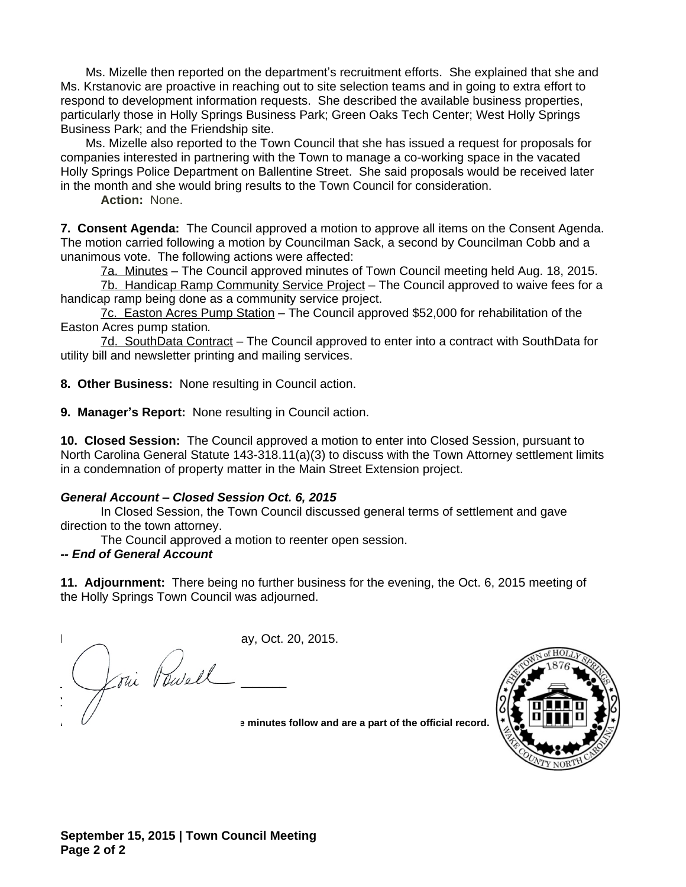Ms. Mizelle then reported on the department's recruitment efforts. She explained that she and Ms. Krstanovic are proactive in reaching out to site selection teams and in going to extra effort to respond to development information requests. She described the available business properties, particularly those in Holly Springs Business Park; Green Oaks Tech Center; West Holly Springs Business Park; and the Friendship site.

Ms. Mizelle also reported to the Town Council that she has issued a request for proposals for companies interested in partnering with the Town to manage a co-working space in the vacated Holly Springs Police Department on Ballentine Street. She said proposals would be received later in the month and she would bring results to the Town Council for consideration.

**Action:** None.

**7. Consent Agenda:** The Council approved a motion to approve all items on the Consent Agenda. The motion carried following a motion by Councilman Sack, a second by Councilman Cobb and a unanimous vote. The following actions were affected:

7a. Minutes – The Council approved minutes of Town Council meeting held Aug. 18, 2015.

7b. Handicap Ramp Community Service Project – The Council approved to waive fees for a handicap ramp being done as a community service project.

7c. Easton Acres Pump Station – The Council approved $52,000 for rehabilitation of the Easton Acres pump station.

7d. SouthData Contract – The Council approved to enter into a contract with SouthData for utility bill and newsletter printing and mailing services.

**8. Other Business:** None resulting in Council action.

**9. Manager's Report:** None resulting in Council action.

**10. Closed Session:** The Council approved a motion to enter into Closed Session, pursuant to North Carolina General Statute 143-318.11(a)(3) to discuss with the Town Attorney settlement limits in a condemnation of property matter in the Main Street Extension project.

***General Account – Closed Session Oct. 6, 2015***

In Closed Session, the Town Council discussed general terms of settlement and gave direction to the town attorney.

The Council approved a motion to reenter open session.

***-- End of General Account***

**11. Adjournment:** There being no further business for the evening, the Oct. 6, 2015 meeting of the Holly Springs Town Council was adjourned.

ay, Oct. 20, 2015.

**e minutes follow and are a part of the official record.**